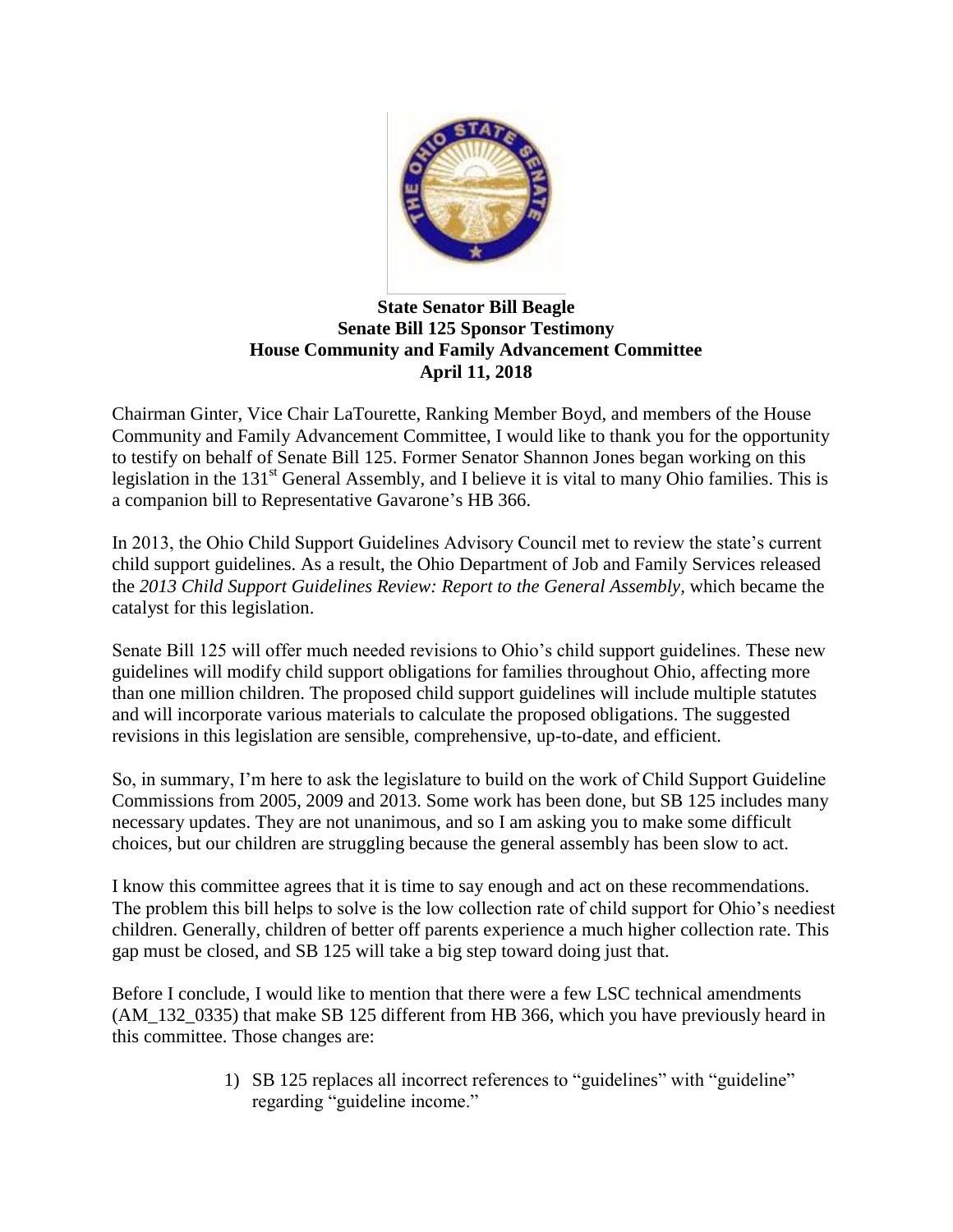**State Senator Bill Beagle**
**Senate Bill 125 Sponsor Testimony**
**House Community and Family Advancement Committee**
**April 11, 2018**

Chairman Ginter, Vice Chair LaTourette, Ranking Member Boyd, and members of the House Community and Family Advancement Committee, I would like to thank you for the opportunity to testify on behalf of Senate Bill 125. Former Senator Shannon Jones began working on this legislation in the 131st General Assembly, and I believe it is vital to many Ohio families. This is a companion bill to Representative Gavarone's HB 366.

In 2013, the Ohio Child Support Guidelines Advisory Council met to review the state's current child support guidelines. As a result, the Ohio Department of Job and Family Services released the *2013 Child Support Guidelines Review: Report to the General Assembly,* which became the catalyst for this legislation.

Senate Bill 125 will offer much needed revisions to Ohio's child support guidelines. These new guidelines will modify child support obligations for families throughout Ohio, affecting more than one million children. The proposed child support guidelines will include multiple statutes and will incorporate various materials to calculate the proposed obligations. The suggested revisions in this legislation are sensible, comprehensive, up-to-date, and efficient.

So, in summary, I'm here to ask the legislature to build on the work of Child Support Guideline Commissions from 2005, 2009 and 2013. Some work has been done, but SB 125 includes many necessary updates. They are not unanimous, and so I am asking you to make some difficult choices, but our children are struggling because the general assembly has been slow to act.

I know this committee agrees that it is time to say enough and act on these recommendations. The problem this bill helps to solve is the low collection rate of child support for Ohio's neediest children. Generally, children of better off parents experience a much higher collection rate. This gap must be closed, and SB 125 will take a big step toward doing just that.

Before I conclude, I would like to mention that there were a few LSC technical amendments (AM_132_0335) that make SB 125 different from HB 366, which you have previously heard in this committee. Those changes are:

1) SB 125 replaces all incorrect references to "guidelines" with "guideline" regarding "guideline income."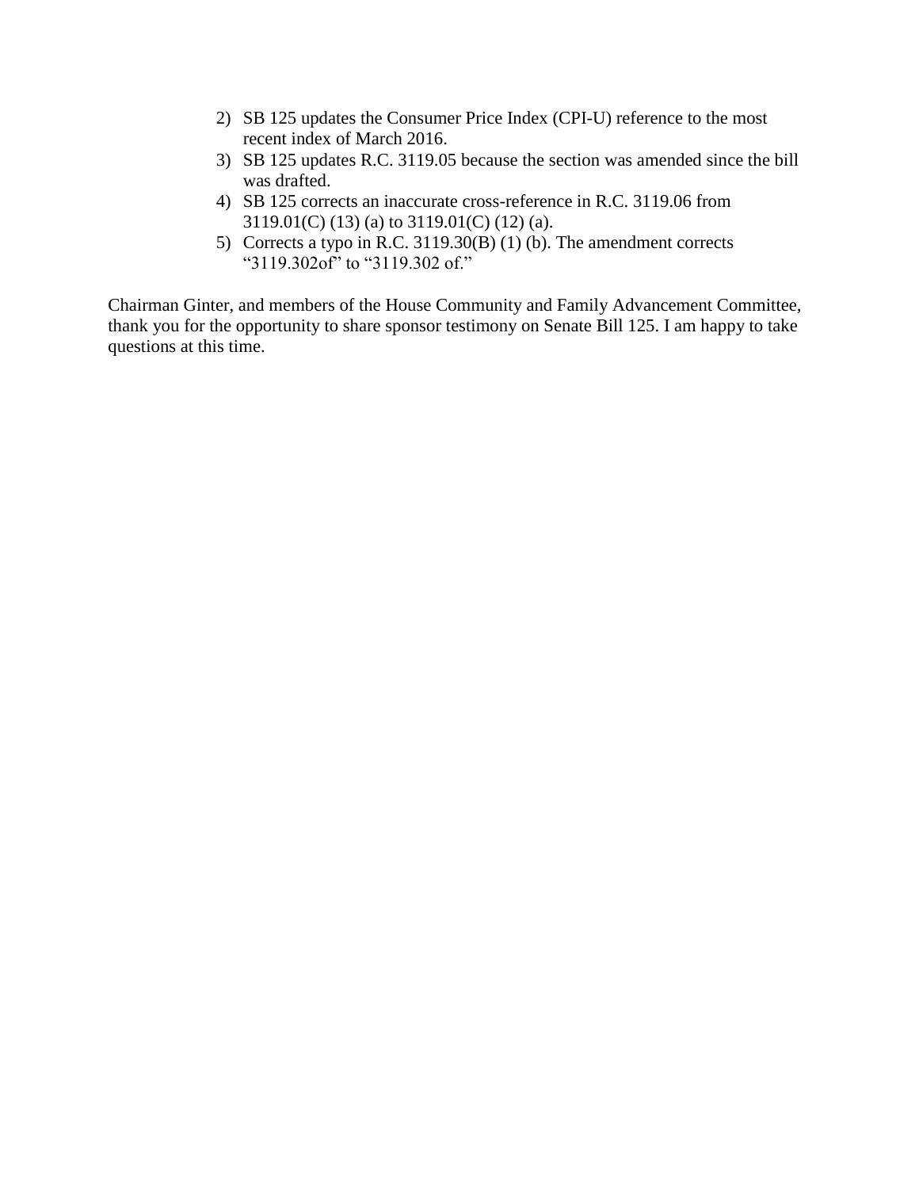2) SB 125 updates the Consumer Price Index (CPI-U) reference to the most recent index of March 2016.
3) SB 125 updates R.C. 3119.05 because the section was amended since the bill was drafted.
4) SB 125 corrects an inaccurate cross-reference in R.C. 3119.06 from 3119.01(C) (13) (a) to 3119.01(C) (12) (a).
5) Corrects a typo in R.C. 3119.30(B) (1) (b). The amendment corrects "3119.302of" to "3119.302 of."

Chairman Ginter, and members of the House Community and Family Advancement Committee, thank you for the opportunity to share sponsor testimony on Senate Bill 125. I am happy to take questions at this time.